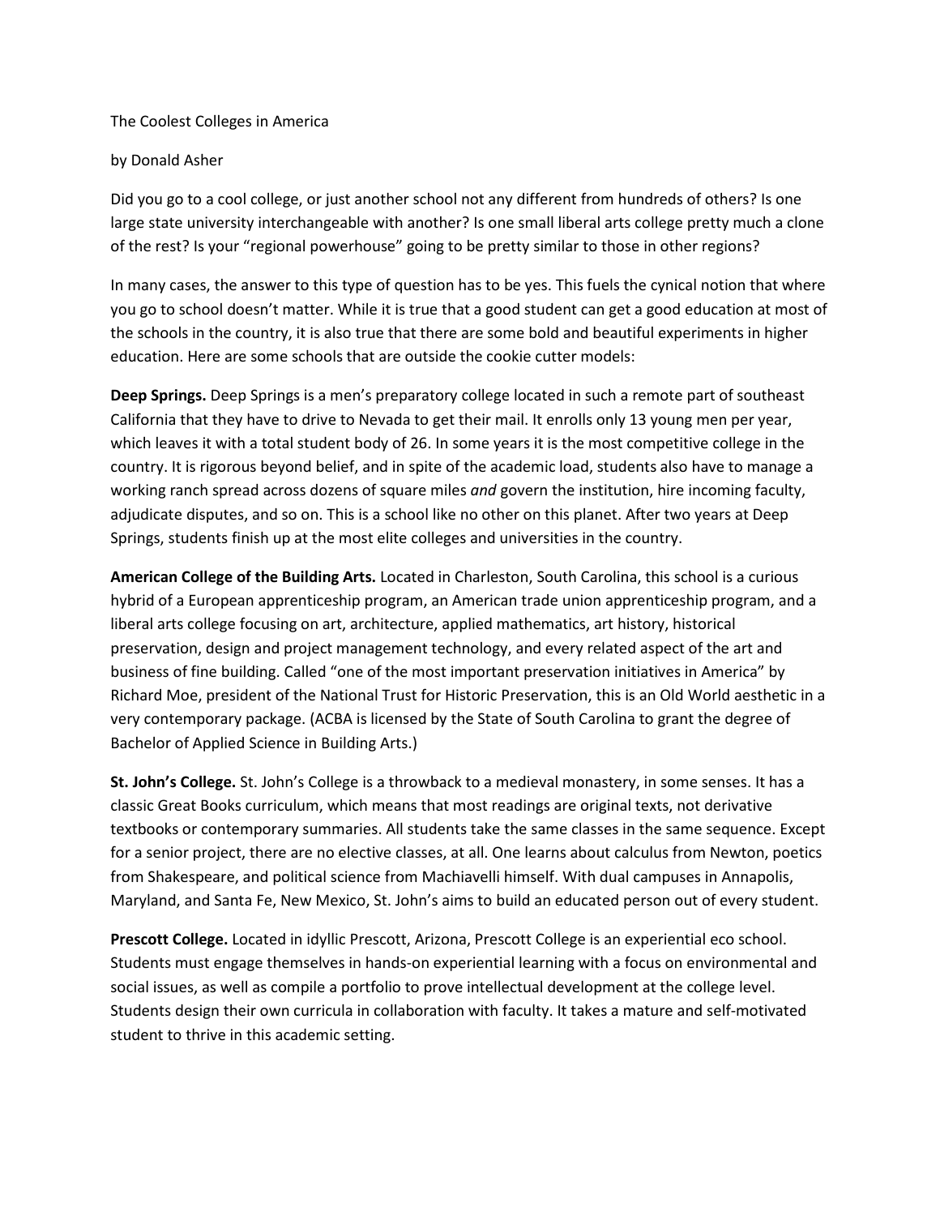# The Coolest Colleges in America

by Donald Asher

Did you go to a cool college, or just another school not any different from hundreds of others? Is one large state university interchangeable with another? Is one small liberal arts college pretty much a clone of the rest? Is your "regional powerhouse" going to be pretty similar to those in other regions?

In many cases, the answer to this type of question has to be yes. This fuels the cynical notion that where you go to school doesn't matter. While it is true that a good student can get a good education at most of the schools in the country, it is also true that there are some bold and beautiful experiments in higher education. Here are some schools that are outside the cookie cutter models:

**Deep Springs.** Deep Springs is a men's preparatory college located in such a remote part of southeast California that they have to drive to Nevada to get their mail. It enrolls only 13 young men per year, which leaves it with a total student body of 26. In some years it is the most competitive college in the country. It is rigorous beyond belief, and in spite of the academic load, students also have to manage a working ranch spread across dozens of square miles *and* govern the institution, hire incoming faculty, adjudicate disputes, and so on. This is a school like no other on this planet. After two years at Deep Springs, students finish up at the most elite colleges and universities in the country.

**American College of the Building Arts.** Located in Charleston, South Carolina, this school is a curious hybrid of a European apprenticeship program, an American trade union apprenticeship program, and a liberal arts college focusing on art, architecture, applied mathematics, art history, historical preservation, design and project management technology, and every related aspect of the art and business of fine building. Called "one of the most important preservation initiatives in America" by Richard Moe, president of the National Trust for Historic Preservation, this is an Old World aesthetic in a very contemporary package. (ACBA is licensed by the State of South Carolina to grant the degree of Bachelor of Applied Science in Building Arts.)

**St. John's College.** St. John's College is a throwback to a medieval monastery, in some senses. It has a classic Great Books curriculum, which means that most readings are original texts, not derivative textbooks or contemporary summaries. All students take the same classes in the same sequence. Except for a senior project, there are no elective classes, at all. One learns about calculus from Newton, poetics from Shakespeare, and political science from Machiavelli himself. With dual campuses in Annapolis, Maryland, and Santa Fe, New Mexico, St. John's aims to build an educated person out of every student.

**Prescott College.** Located in idyllic Prescott, Arizona, Prescott College is an experiential eco school. Students must engage themselves in hands-on experiential learning with a focus on environmental and social issues, as well as compile a portfolio to prove intellectual development at the college level. Students design their own curricula in collaboration with faculty. It takes a mature and self-motivated student to thrive in this academic setting.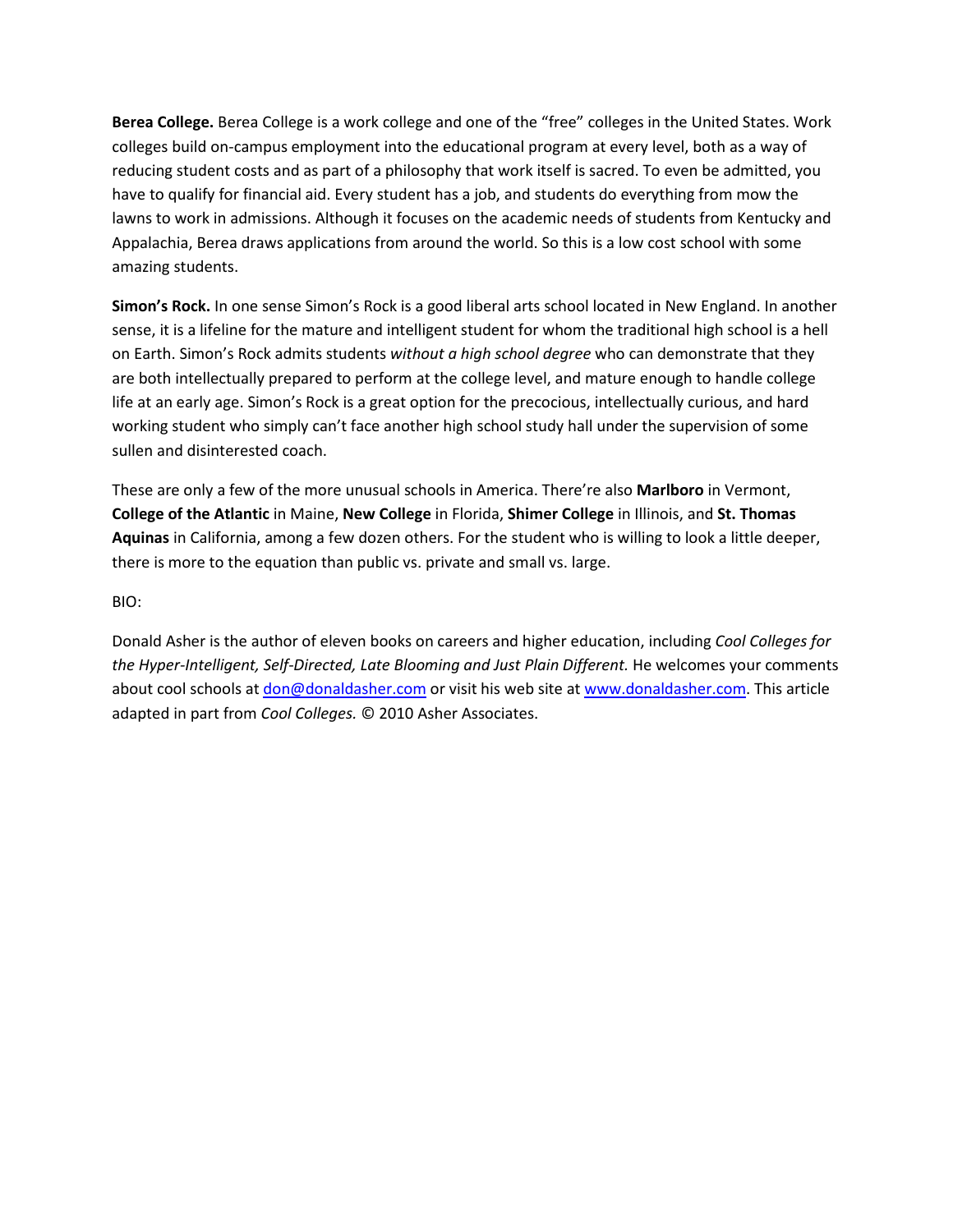**Berea College.** Berea College is a work college and one of the "free" colleges in the United States. Work colleges build on-campus employment into the educational program at every level, both as a way of reducing student costs and as part of a philosophy that work itself is sacred. To even be admitted, you have to qualify for financial aid. Every student has a job, and students do everything from mow the lawns to work in admissions. Although it focuses on the academic needs of students from Kentucky and Appalachia, Berea draws applications from around the world. So this is a low cost school with some amazing students.

**Simon's Rock.** In one sense Simon's Rock is a good liberal arts school located in New England. In another sense, it is a lifeline for the mature and intelligent student for whom the traditional high school is a hell on Earth. Simon's Rock admits students *without a high school degree* who can demonstrate that they are both intellectually prepared to perform at the college level, and mature enough to handle college life at an early age. Simon's Rock is a great option for the precocious, intellectually curious, and hard working student who simply can't face another high school study hall under the supervision of some sullen and disinterested coach.

These are only a few of the more unusual schools in America. There're also **Marlboro** in Vermont, **College of the Atlantic** in Maine, **New College** in Florida, **Shimer College** in Illinois, and **St. Thomas Aquinas** in California, among a few dozen others. For the student who is willing to look a little deeper, there is more to the equation than public vs. private and small vs. large.

BIO:

Donald Asher is the author of eleven books on careers and higher education, including *Cool Colleges for the Hyper-Intelligent, Self-Directed, Late Blooming and Just Plain Different.* He welcomes your comments about cool schools at [don@donaldasher.com](mailto:don@donaldasher.com) or visit his web site at [www.donaldasher.com](http://www.donaldasher.com). This article adapted in part from *Cool Colleges.* © 2010 Asher Associates.